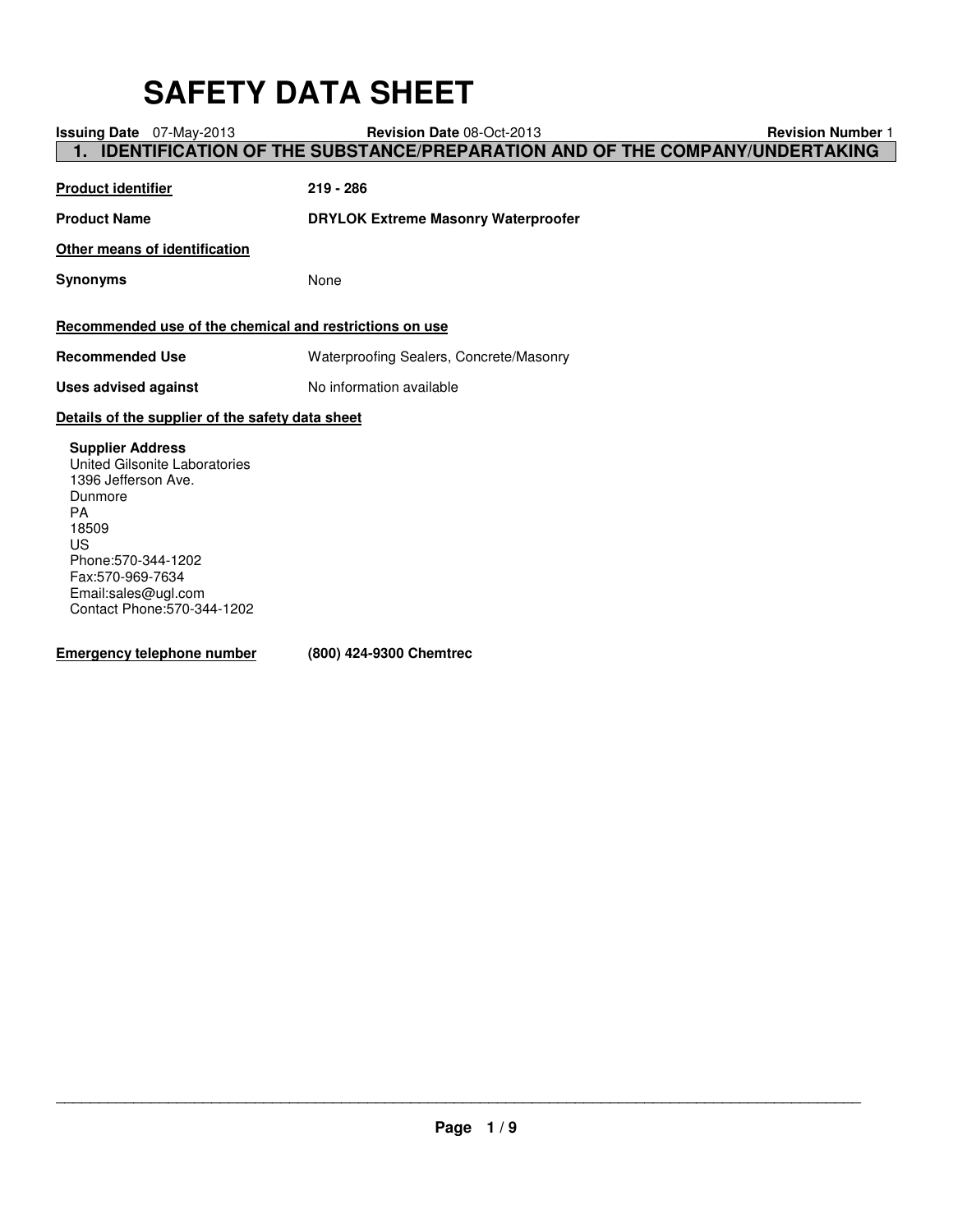# SAFETY DATA SHEET

**Issuing Date** 07-May-2013 **Revision Date** 08-Oct-2013 **Revision Number** 1

## 1. IDENTIFICATION OF THE SUBSTANCE/PREPARATION AND OF THE COMPANY/UNDERTAKING

**Product identifier** **219 - 286**

**Product Name** **DRYLOK Extreme Masonry Waterproofer**

**Other means of identification**

**Synonyms** None

**Recommended use of the chemical and restrictions on use**

**Recommended Use** Waterproofing Sealers, Concrete/Masonry

**Uses advised against** No information available

**Details of the supplier of the safety data sheet**

**Supplier Address**
United Gilsonite Laboratories
1396 Jefferson Ave.
Dunmore
PA
18509
US
Phone:570-344-1202
Fax:570-969-7634
Email:sales@ugl.com
Contact Phone:570-344-1202

**Emergency telephone number** **(800) 424-9300 Chemtrec**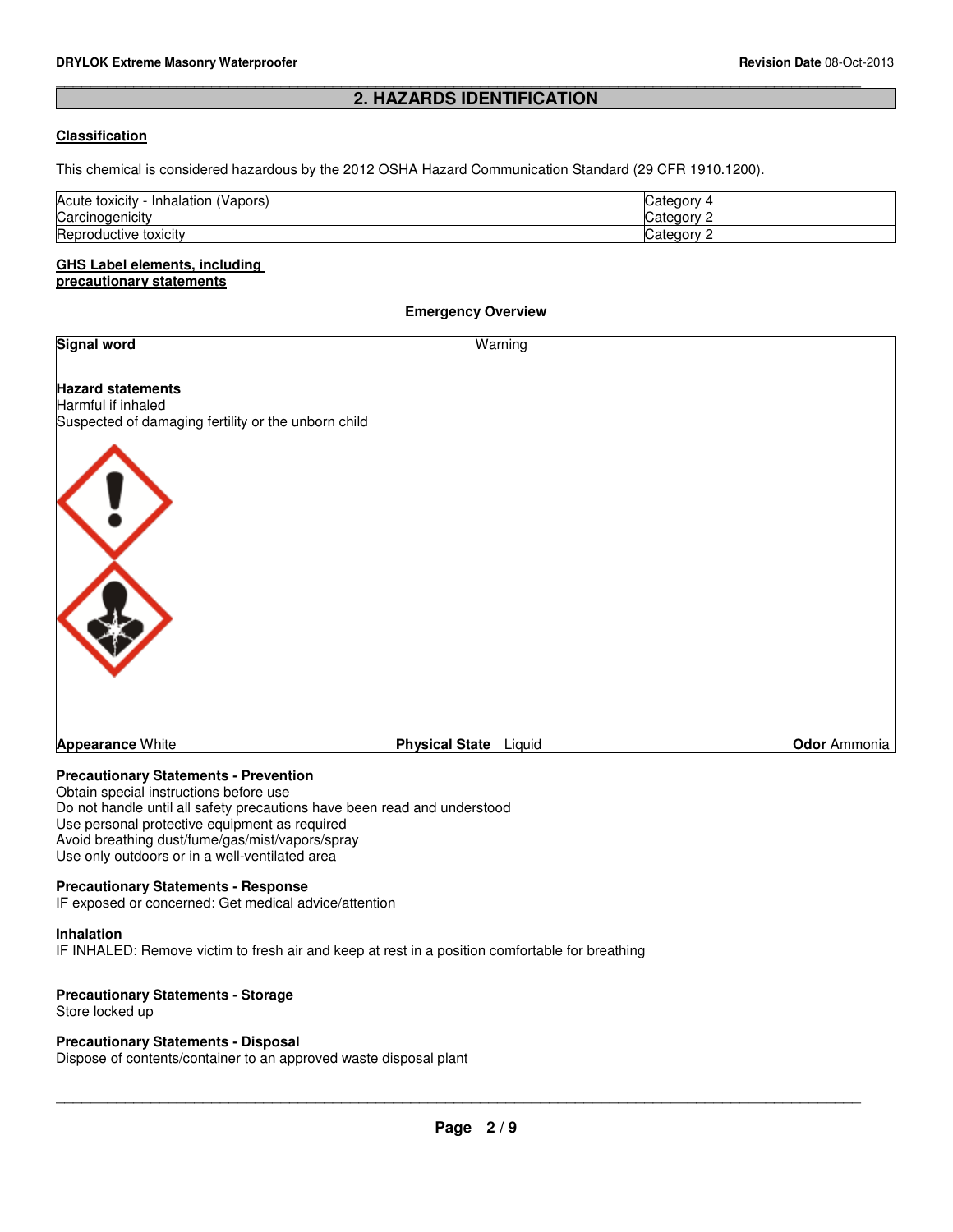## 2. HAZARDS IDENTIFICATION

**Classification**

This chemical is considered hazardous by the 2012 OSHA Hazard Communication Standard (29 CFR 1910.1200).

| | |
|---|---|
| Acute toxicity - Inhalation (Vapors) | Category 4 |
| Carcinogenicity | Category 2 |
| Reproductive toxicity | Category 2 |

**GHS Label elements, including precautionary statements**

**Emergency Overview**

**Signal word** Warning

**Hazard statements**
Harmful if inhaled
Suspected of damaging fertility or the unborn child

**Appearance** White **Physical State** Liquid **Odor** Ammonia

**Precautionary Statements - Prevention**
Obtain special instructions before use
Do not handle until all safety precautions have been read and understood
Use personal protective equipment as required
Avoid breathing dust/fume/gas/mist/vapors/spray
Use only outdoors or in a well-ventilated area

**Precautionary Statements - Response**
IF exposed or concerned: Get medical advice/attention

**Inhalation**
IF INHALED: Remove victim to fresh air and keep at rest in a position comfortable for breathing

**Precautionary Statements - Storage**
Store locked up

**Precautionary Statements - Disposal**
Dispose of contents/container to an approved waste disposal plant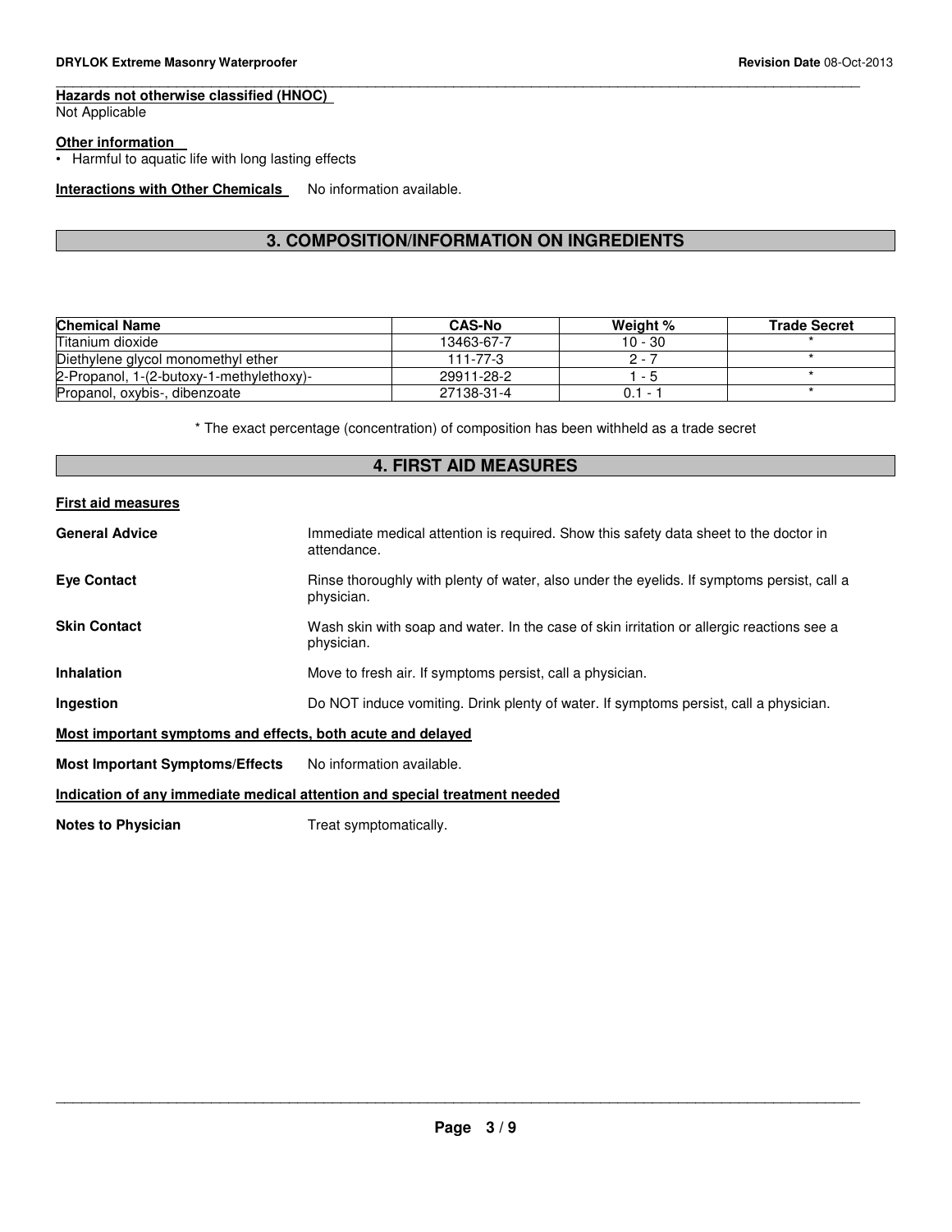**Hazards not otherwise classified (HNOC)**
Not Applicable

**Other information**

- Harmful to aquatic life with long lasting effects

**Interactions with Other Chemicals** No information available.

## 3. COMPOSITION/INFORMATION ON INGREDIENTS

| Chemical Name | CAS-No | Weight % | Trade Secret |
|---|---|---|---|
| Titanium dioxide | 13463-67-7 | 10 - 30 | * |
| Diethylene glycol monomethyl ether | 111-77-3 | 2 - 7 | * |
| 2-Propanol, 1-(2-butoxy-1-methylethoxy)- | 29911-28-2 | 1 - 5 | * |
| Propanol, oxybis-, dibenzoate | 27138-31-4 | 0.1 - 1 | * |

* The exact percentage (concentration) of composition has been withheld as a trade secret

## 4. FIRST AID MEASURES

**First aid measures**

**General Advice** Immediate medical attention is required. Show this safety data sheet to the doctor in attendance.

**Eye Contact** Rinse thoroughly with plenty of water, also under the eyelids. If symptoms persist, call a physician.

**Skin Contact** Wash skin with soap and water. In the case of skin irritation or allergic reactions see a physician.

**Inhalation** Move to fresh air. If symptoms persist, call a physician.

**Ingestion** Do NOT induce vomiting. Drink plenty of water. If symptoms persist, call a physician.

**Most important symptoms and effects, both acute and delayed**

**Most Important Symptoms/Effects** No information available.

**Indication of any immediate medical attention and special treatment needed**

**Notes to Physician** Treat symptomatically.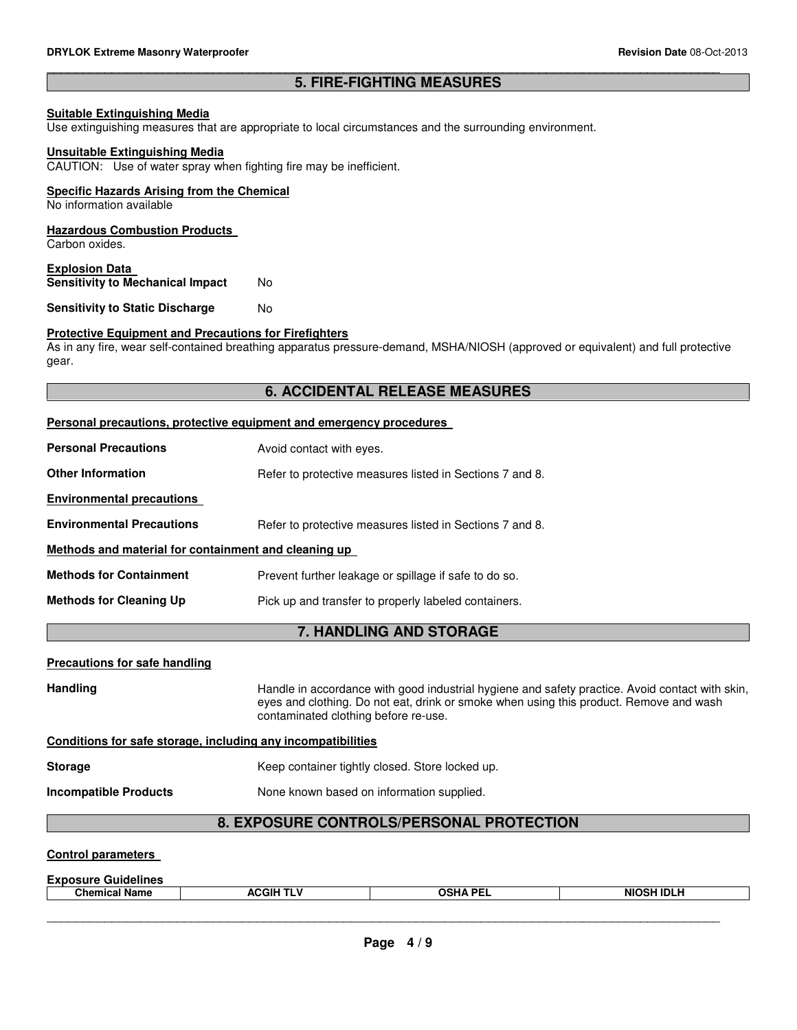## 5. FIRE-FIGHTING MEASURES

**Suitable Extinguishing Media**
Use extinguishing measures that are appropriate to local circumstances and the surrounding environment.

**Unsuitable Extinguishing Media**
CAUTION: Use of water spray when fighting fire may be inefficient.

**Specific Hazards Arising from the Chemical**
No information available

**Hazardous Combustion Products**
Carbon oxides.

**Explosion Data**
**Sensitivity to Mechanical Impact** No

**Sensitivity to Static Discharge** No

**Protective Equipment and Precautions for Firefighters**
As in any fire, wear self-contained breathing apparatus pressure-demand, MSHA/NIOSH (approved or equivalent) and full protective gear.

## 6. ACCIDENTAL RELEASE MEASURES

**Personal precautions, protective equipment and emergency procedures**

**Personal Precautions** Avoid contact with eyes.

**Other Information** Refer to protective measures listed in Sections 7 and 8.

**Environmental precautions**

**Environmental Precautions** Refer to protective measures listed in Sections 7 and 8.

**Methods and material for containment and cleaning up**

**Methods for Containment** Prevent further leakage or spillage if safe to do so.

**Methods for Cleaning Up** Pick up and transfer to properly labeled containers.

## 7. HANDLING AND STORAGE

**Precautions for safe handling**

**Handling** Handle in accordance with good industrial hygiene and safety practice. Avoid contact with skin, eyes and clothing. Do not eat, drink or smoke when using this product. Remove and wash contaminated clothing before re-use.

**Conditions for safe storage, including any incompatibilities**

**Storage** Keep container tightly closed. Store locked up.

**Incompatible Products** None known based on information supplied.

## 8. EXPOSURE CONTROLS/PERSONAL PROTECTION

**Control parameters**

**Exposure Guidelines**

| Chemical Name | ACGIH TLV | OSHA PEL | NIOSH IDLH |
|---|---|---|---|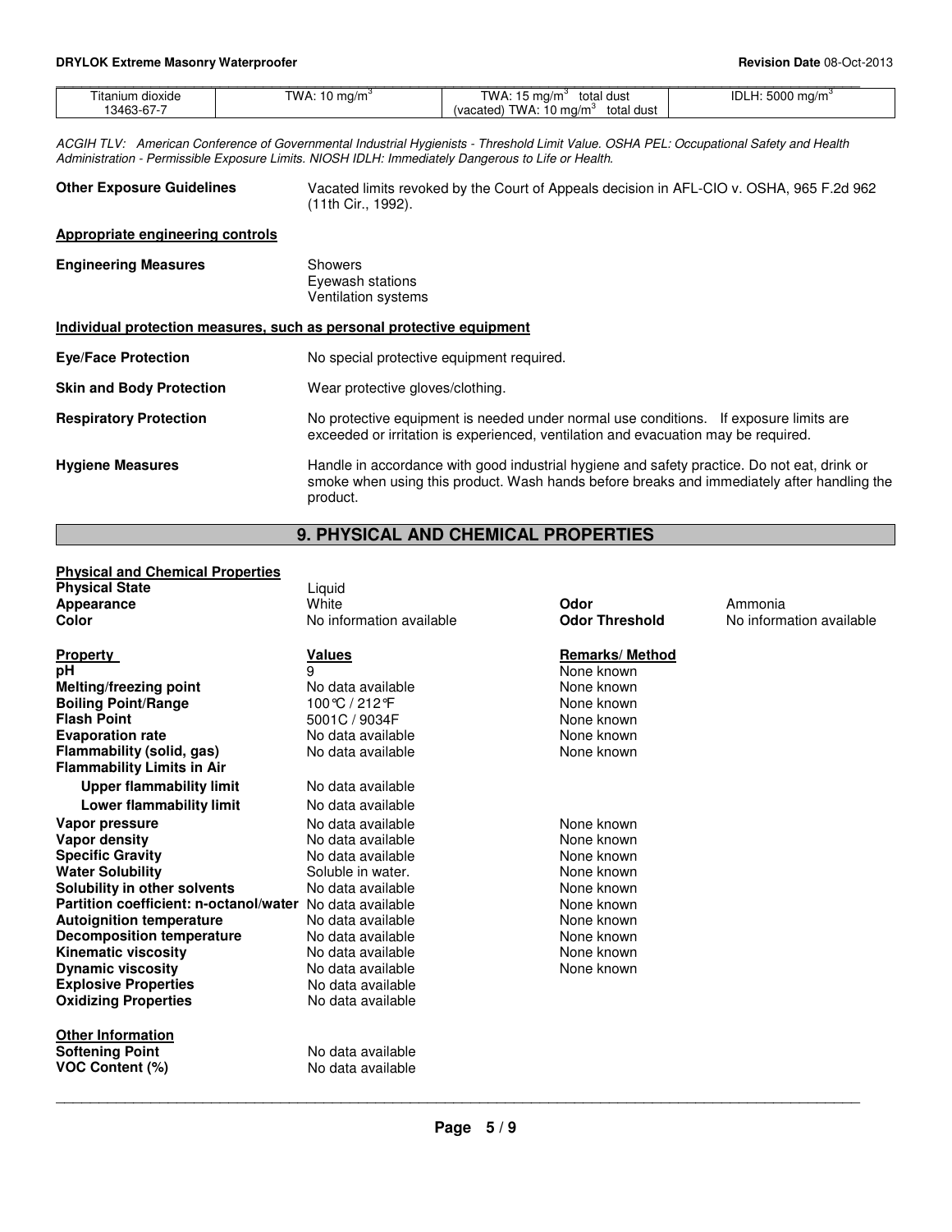| Titanium dioxide 13463-67-7 | TWA: 10 mg/m$^3$ | TWA: 15 mg/m$^3$ total dust (vacated) TWA: 10 mg/m$^3$ total dust | IDLH: 5000 mg/m$^3$ |
|---|---|---|---|

*ACGIH TLV: American Conference of Governmental Industrial Hygienists - Threshold Limit Value. OSHA PEL: Occupational Safety and Health Administration - Permissible Exposure Limits. NIOSH IDLH: Immediately Dangerous to Life or Health.*

**Other Exposure Guidelines** Vacated limits revoked by the Court of Appeals decision in AFL-CIO v. OSHA, 965 F.2d 962 (11th Cir., 1992).

**Appropriate engineering controls**

**Engineering Measures**
Showers
Eyewash stations
Ventilation systems

**Individual protection measures, such as personal protective equipment**

**Eye/Face Protection** No special protective equipment required.

**Skin and Body Protection** Wear protective gloves/clothing.

**Respiratory Protection** No protective equipment is needed under normal use conditions. If exposure limits are exceeded or irritation is experienced, ventilation and evacuation may be required.

**Hygiene Measures** Handle in accordance with good industrial hygiene and safety practice. Do not eat, drink or smoke when using this product. Wash hands before breaks and immediately after handling the product.

## 9. PHYSICAL AND CHEMICAL PROPERTIES

**Physical and Chemical Properties**

| | | | |
|---|---|---|---|
| **Physical State** | Liquid | | |
| **Appearance** | White | **Odor** | Ammonia |
| **Color** | No information available | **Odor Threshold** | No information available |

| **Property** | **Values** | **Remarks/ Method** |
|---|---|---|
| **pH** | 9 | None known |
| **Melting/freezing point** | No data available | None known |
| **Boiling Point/Range** | 100°C / 212°F | None known |
| **Flash Point** | 5001C / 9034F | None known |
| **Evaporation rate** | No data available | None known |
| **Flammability (solid, gas)** | No data available | None known |
| **Flammability Limits in Air** | | |
| **Upper flammability limit** | No data available | |
| **Lower flammability limit** | No data available | |
| **Vapor pressure** | No data available | None known |
| **Vapor density** | No data available | None known |
| **Specific Gravity** | No data available | None known |
| **Water Solubility** | Soluble in water. | None known |
| **Solubility in other solvents** | No data available | None known |
| **Partition coefficient: n-octanol/water** | No data available | None known |
| **Autoignition temperature** | No data available | None known |
| **Decomposition temperature** | No data available | None known |
| **Kinematic viscosity** | No data available | None known |
| **Dynamic viscosity** | No data available | None known |
| **Explosive Properties** | No data available | |
| **Oxidizing Properties** | No data available | |

**Other Information**

| | |
|---|---|
| **Softening Point** | No data available |
| **VOC Content (%)** | No data available |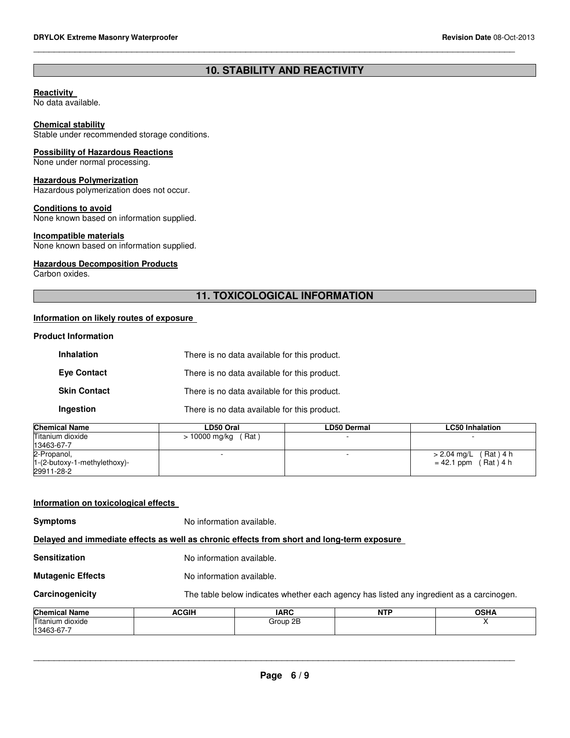## 10. STABILITY AND REACTIVITY

**Reactivity**
No data available.

**Chemical stability**
Stable under recommended storage conditions.

**Possibility of Hazardous Reactions**
None under normal processing.

**Hazardous Polymerization**
Hazardous polymerization does not occur.

**Conditions to avoid**
None known based on information supplied.

**Incompatible materials**
None known based on information supplied.

**Hazardous Decomposition Products**
Carbon oxides.

## 11. TOXICOLOGICAL INFORMATION

**Information on likely routes of exposure**

**Product Information**

**Inhalation** There is no data available for this product.

**Eye Contact** There is no data available for this product.

**Skin Contact** There is no data available for this product.

**Ingestion** There is no data available for this product.

| Chemical Name | LD50 Oral | LD50 Dermal | LC50 Inhalation |
|---|---|---|---|
| Titanium dioxide 13463-67-7 | > 10000 mg/kg ( Rat ) | - | - |
| 2-Propanol, 1-(2-butoxy-1-methylethoxy)- 29911-28-2 | - | - | > 2.04 mg/L ( Rat ) 4 h<br>= 42.1 ppm ( Rat ) 4 h |

**Information on toxicological effects**

**Symptoms** No information available.

**Delayed and immediate effects as well as chronic effects from short and long-term exposure**

**Sensitization** No information available.

**Mutagenic Effects** No information available.

**Carcinogenicity** The table below indicates whether each agency has listed any ingredient as a carcinogen.

| Chemical Name | ACGIH | IARC | NTP | OSHA |
|---|---|---|---|---|
| Titanium dioxide 13463-67-7 | | Group 2B | | X |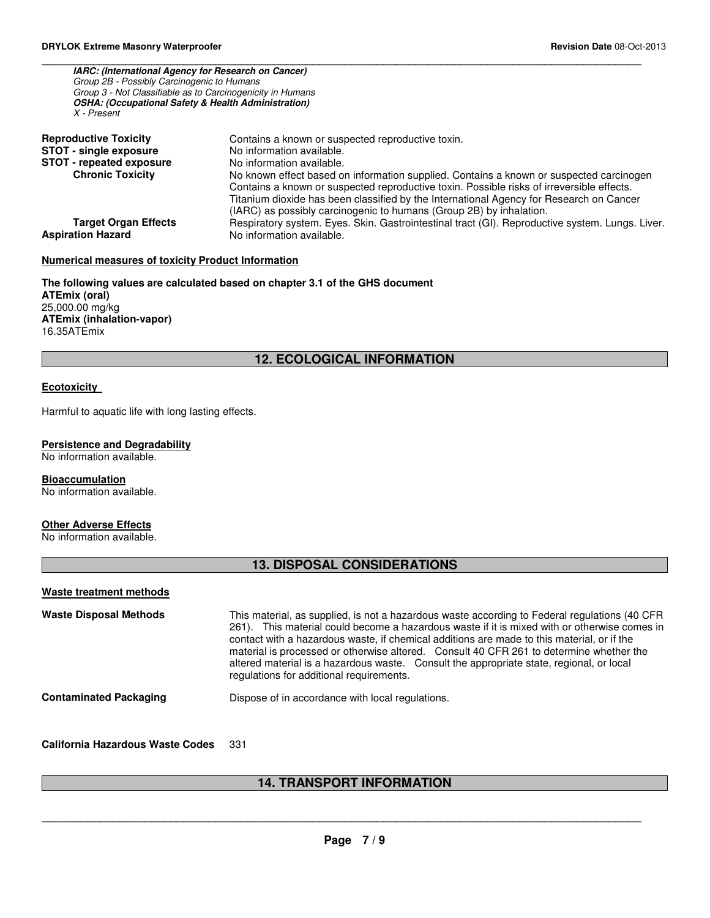***IARC: (International Agency for Research on Cancer)***
*Group 2B - Possibly Carcinogenic to Humans*
*Group 3 - Not Classifiable as to Carcinogenicity in Humans*
***OSHA: (Occupational Safety & Health Administration)***
*X - Present*

| | |
|---|---|
| **Reproductive Toxicity** | Contains a known or suspected reproductive toxin. |
| **STOT - single exposure** | No information available. |
| **STOT - repeated exposure** | No information available. |
| **Chronic Toxicity** | No known effect based on information supplied. Contains a known or suspected carcinogen Contains a known or suspected reproductive toxin. Possible risks of irreversible effects. Titanium dioxide has been classified by the International Agency for Research on Cancer (IARC) as possibly carcinogenic to humans (Group 2B) by inhalation. |
| **Target Organ Effects** | Respiratory system. Eyes. Skin. Gastrointestinal tract (GI). Reproductive system. Lungs. Liver. |
| **Aspiration Hazard** | No information available. |

**Numerical measures of toxicity Product Information**

**The following values are calculated based on chapter 3.1 of the GHS document**
**ATEmix (oral)**
25,000.00 mg/kg
**ATEmix (inhalation-vapor)**
16.35ATEmix

## 12. ECOLOGICAL INFORMATION

**Ecotoxicity**

Harmful to aquatic life with long lasting effects.

**Persistence and Degradability**
No information available.

**Bioaccumulation**
No information available.

**Other Adverse Effects**
No information available.

## 13. DISPOSAL CONSIDERATIONS

**Waste treatment methods**

| | |
|---|---|
| **Waste Disposal Methods** | This material, as supplied, is not a hazardous waste according to Federal regulations (40 CFR 261). This material could become a hazardous waste if it is mixed with or otherwise comes in contact with a hazardous waste, if chemical additions are made to this material, or if the material is processed or otherwise altered. Consult 40 CFR 261 to determine whether the altered material is a hazardous waste. Consult the appropriate state, regional, or local regulations for additional requirements. |
| **Contaminated Packaging** | Dispose of in accordance with local regulations. |

**California Hazardous Waste Codes** 331

## 14. TRANSPORT INFORMATION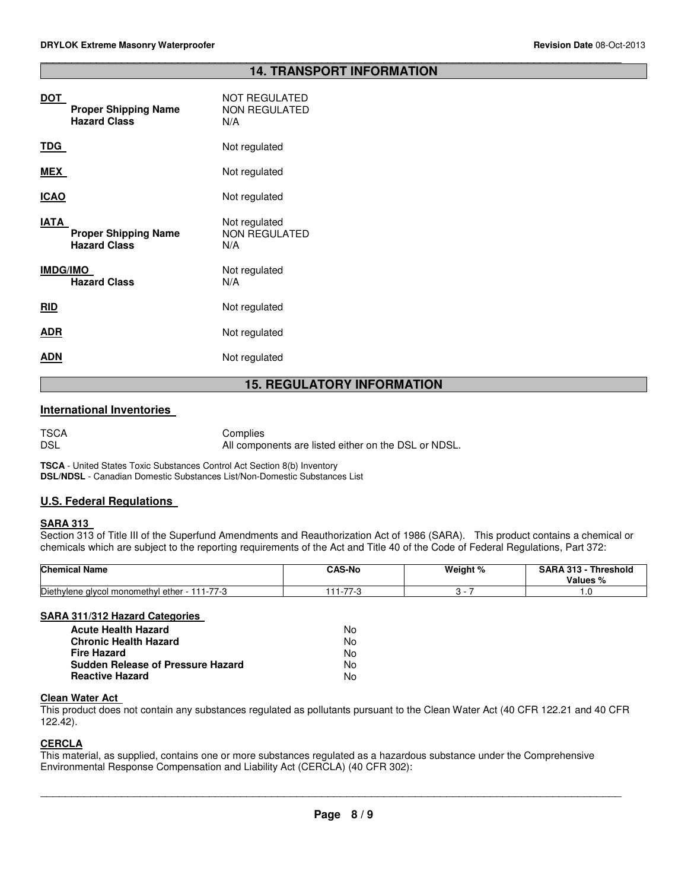## 14. TRANSPORT INFORMATION

**DOT** NOT REGULATED
- **Proper Shipping Name** NON REGULATED
- **Hazard Class** N/A

**TDG** Not regulated

**MEX** Not regulated

**ICAO** Not regulated

**IATA** Not regulated
- **Proper Shipping Name** NON REGULATED
- **Hazard Class** N/A

**IMDG/IMO** Not regulated
- **Hazard Class** N/A

**RID** Not regulated

**ADR** Not regulated

**ADN** Not regulated

## 15. REGULATORY INFORMATION

### International Inventories

TSCA Complies
DSL All components are listed either on the DSL or NDSL.

**TSCA** - United States Toxic Substances Control Act Section 8(b) Inventory
**DSL/NDSL** - Canadian Domestic Substances List/Non-Domestic Substances List

### U.S. Federal Regulations

**SARA 313**

Section 313 of Title III of the Superfund Amendments and Reauthorization Act of 1986 (SARA). This product contains a chemical or chemicals which are subject to the reporting requirements of the Act and Title 40 of the Code of Federal Regulations, Part 372:

| Chemical Name | CAS-No | Weight % | SARA 313 - Threshold Values % |
|---|---|---|---|
| Diethylene glycol monomethyl ether - 111-77-3 | 111-77-3 | 3 - 7 | 1.0 |

**SARA 311/312 Hazard Categories**

| | |
|---|---|
| **Acute Health Hazard** | No |
| **Chronic Health Hazard** | No |
| **Fire Hazard** | No |
| **Sudden Release of Pressure Hazard** | No |
| **Reactive Hazard** | No |

**Clean Water Act**

This product does not contain any substances regulated as pollutants pursuant to the Clean Water Act (40 CFR 122.21 and 40 CFR 122.42).

**CERCLA**

This material, as supplied, contains one or more substances regulated as a hazardous substance under the Comprehensive Environmental Response Compensation and Liability Act (CERCLA) (40 CFR 302):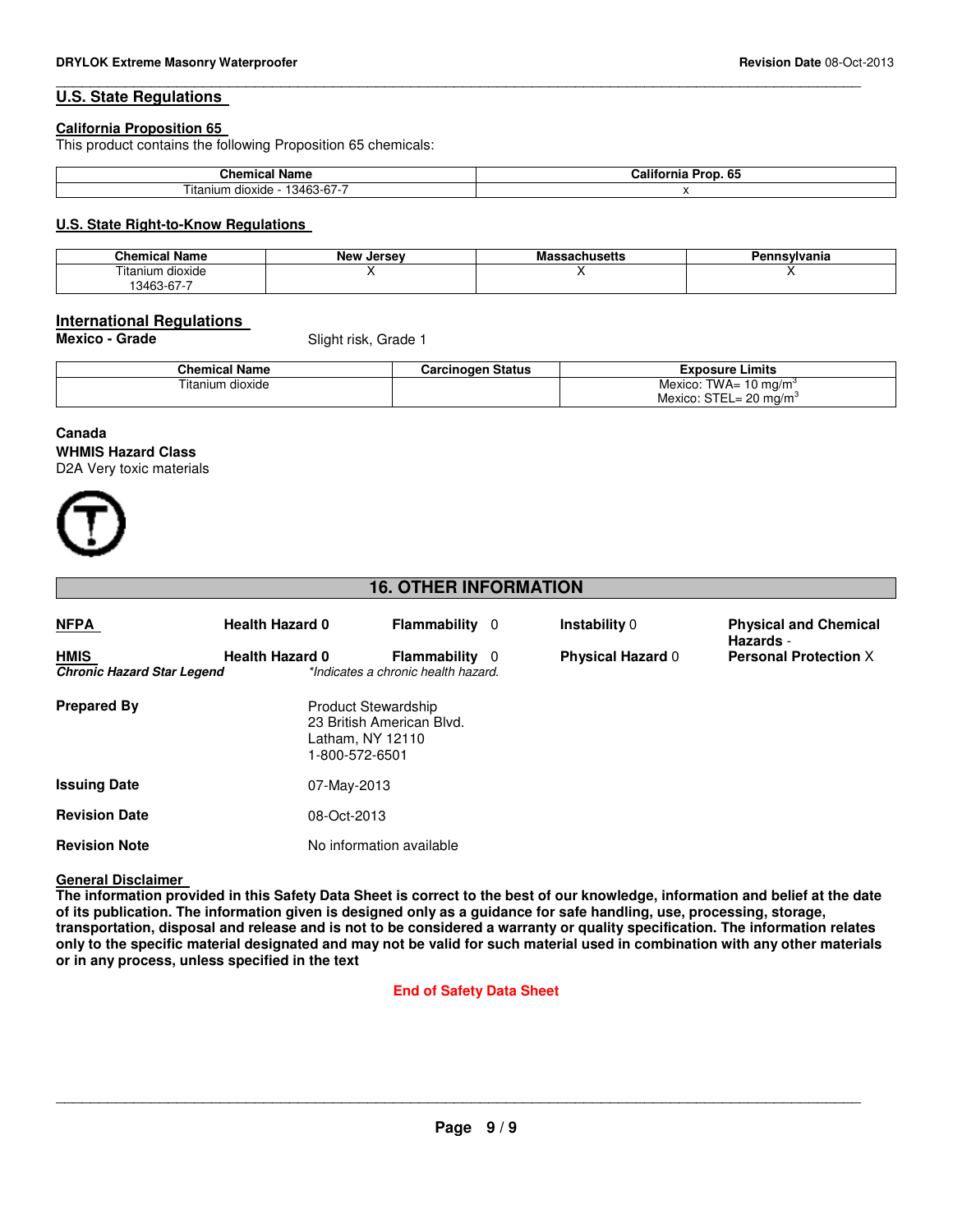## U.S. State Regulations

### California Proposition 65

This product contains the following Proposition 65 chemicals:

| Chemical Name | California Prop. 65 |
|---|---|
| Titanium dioxide - 13463-67-7 | x |

### U.S. State Right-to-Know Regulations

| Chemical Name | New Jersey | Massachusetts | Pennsylvania |
|---|---|---|---|
| Titanium dioxide 13463-67-7 | X | X | X |

## International Regulations

**Mexico - Grade** Slight risk, Grade 1

| Chemical Name | Carcinogen Status | Exposure Limits |
|---|---|---|
| Titanium dioxide | | Mexico: TWA= 10 mg/m$^3$ Mexico: STEL= 20 mg/m$^3$ |

**Canada**

**WHMIS Hazard Class**

D2A Very toxic materials

## 16. OTHER INFORMATION

| | | | | |
|---|---|---|---|---|
| **NFPA** | **Health Hazard** 0 | **Flammability** 0 | **Instability** 0 | **Physical and Chemical Hazards** - |
| **HMIS** | **Health Hazard** 0 | **Flammability** 0 | **Physical Hazard** 0 | **Personal Protection** X |

***Chronic Hazard Star Legend*** *\*Indicates a chronic health hazard.*

**Prepared By** Product Stewardship
23 British American Blvd.
Latham, NY 12110
1-800-572-6501

**Issuing Date** 07-May-2013

**Revision Date** 08-Oct-2013

**Revision Note** No information available

### General Disclaimer

**The information provided in this Safety Data Sheet is correct to the best of our knowledge, information and belief at the date of its publication. The information given is designed only as a guidance for safe handling, use, processing, storage, transportation, disposal and release and is not to be considered a warranty or quality specification. The information relates only to the specific material designated and may not be valid for such material used in combination with any other materials or in any process, unless specified in the text**

**End of Safety Data Sheet**